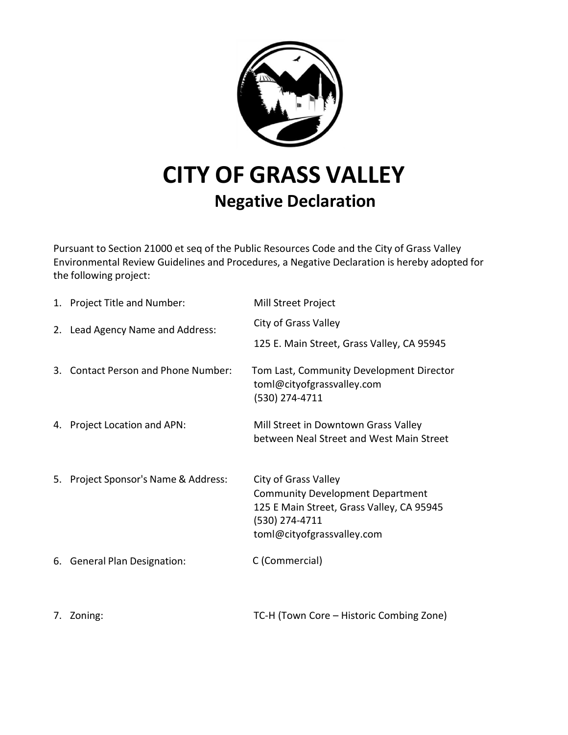# CITY OF GRASS VALLEY

## Negative Declaration

Pursuant to Section 21000 et seq of the Public Resources Code and the City of Grass Valley Environmental Review Guidelines and Procedures, a Negative Declaration is hereby adopted for the following project:

1. Project Title and Number: Mill Street Project
2. Lead Agency Name and Address: City of Grass Valley
   125 E. Main Street, Grass Valley, CA 95945
3. Contact Person and Phone Number: Tom Last, Community Development Director
   toml@cityofgrassvalley.com
   (530) 274-4711
4. Project Location and APN: Mill Street in Downtown Grass Valley between Neal Street and West Main Street
5. Project Sponsor's Name & Address: City of Grass Valley
   Community Development Department
   125 E Main Street, Grass Valley, CA 95945
   (530) 274-4711
   toml@cityofgrassvalley.com
6. General Plan Designation: C (Commercial)
7. Zoning: TC-H (Town Core – Historic Combing Zone)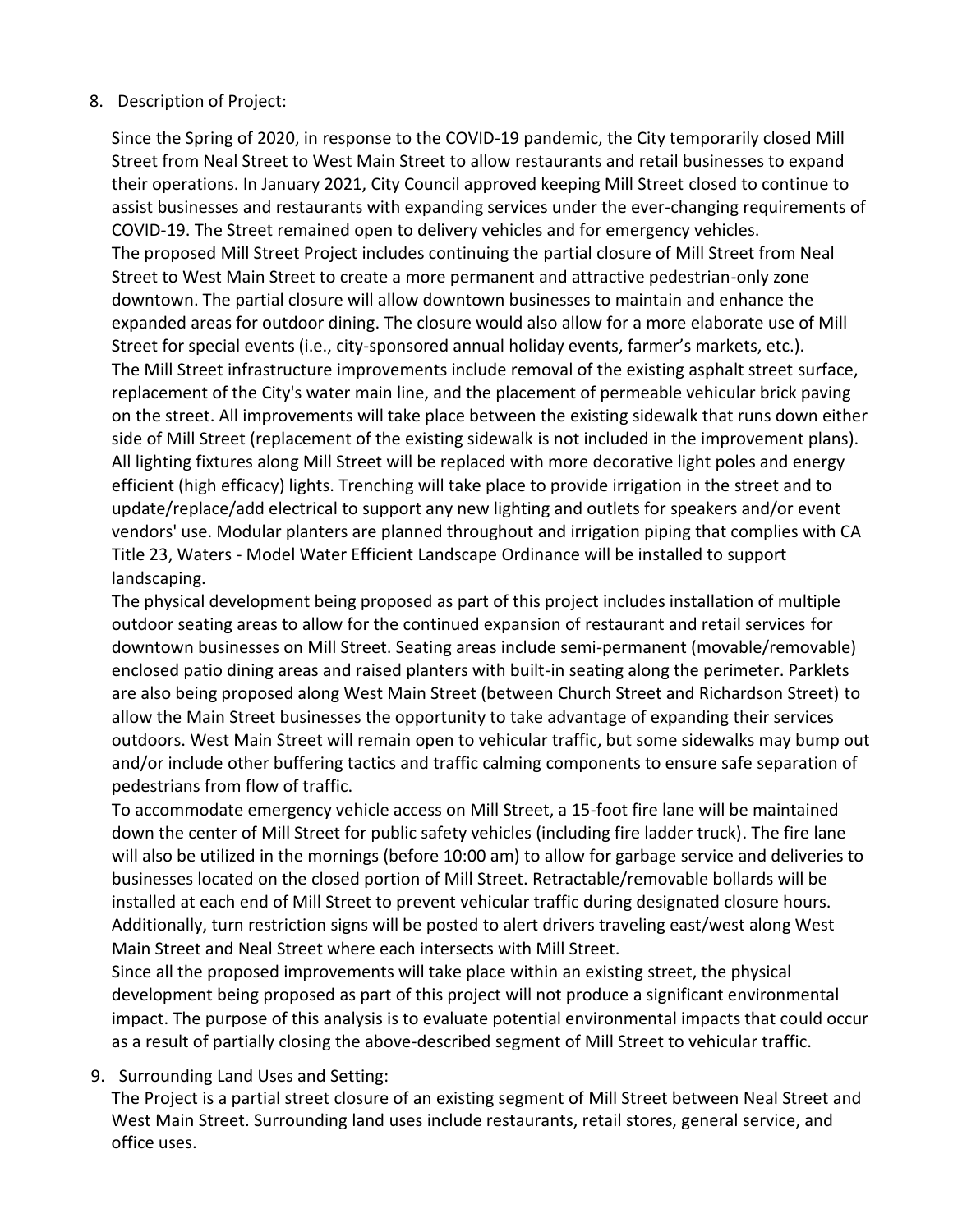8. Description of Project:

   Since the Spring of 2020, in response to the COVID-19 pandemic, the City temporarily closed Mill Street from Neal Street to West Main Street to allow restaurants and retail businesses to expand their operations. In January 2021, City Council approved keeping Mill Street closed to continue to assist businesses and restaurants with expanding services under the ever-changing requirements of COVID-19. The Street remained open to delivery vehicles and for emergency vehicles.

   The proposed Mill Street Project includes continuing the partial closure of Mill Street from Neal Street to West Main Street to create a more permanent and attractive pedestrian-only zone downtown. The partial closure will allow downtown businesses to maintain and enhance the expanded areas for outdoor dining. The closure would also allow for a more elaborate use of Mill Street for special events (i.e., city-sponsored annual holiday events, farmer's markets, etc.).

   The Mill Street infrastructure improvements include removal of the existing asphalt street surface, replacement of the City's water main line, and the placement of permeable vehicular brick paving on the street. All improvements will take place between the existing sidewalk that runs down either side of Mill Street (replacement of the existing sidewalk is not included in the improvement plans). All lighting fixtures along Mill Street will be replaced with more decorative light poles and energy efficient (high efficacy) lights. Trenching will take place to provide irrigation in the street and to update/replace/add electrical to support any new lighting and outlets for speakers and/or event vendors' use. Modular planters are planned throughout and irrigation piping that complies with CA Title 23, Waters - Model Water Efficient Landscape Ordinance will be installed to support landscaping.

   The physical development being proposed as part of this project includes installation of multiple outdoor seating areas to allow for the continued expansion of restaurant and retail services for downtown businesses on Mill Street. Seating areas include semi-permanent (movable/removable) enclosed patio dining areas and raised planters with built-in seating along the perimeter. Parklets are also being proposed along West Main Street (between Church Street and Richardson Street) to allow the Main Street businesses the opportunity to take advantage of expanding their services outdoors. West Main Street will remain open to vehicular traffic, but some sidewalks may bump out and/or include other buffering tactics and traffic calming components to ensure safe separation of pedestrians from flow of traffic.

   To accommodate emergency vehicle access on Mill Street, a 15-foot fire lane will be maintained down the center of Mill Street for public safety vehicles (including fire ladder truck). The fire lane will also be utilized in the mornings (before 10:00 am) to allow for garbage service and deliveries to businesses located on the closed portion of Mill Street. Retractable/removable bollards will be installed at each end of Mill Street to prevent vehicular traffic during designated closure hours. Additionally, turn restriction signs will be posted to alert drivers traveling east/west along West Main Street and Neal Street where each intersects with Mill Street.

   Since all the proposed improvements will take place within an existing street, the physical development being proposed as part of this project will not produce a significant environmental impact. The purpose of this analysis is to evaluate potential environmental impacts that could occur as a result of partially closing the above-described segment of Mill Street to vehicular traffic.

9. Surrounding Land Uses and Setting:

   The Project is a partial street closure of an existing segment of Mill Street between Neal Street and West Main Street. Surrounding land uses include restaurants, retail stores, general service, and office uses.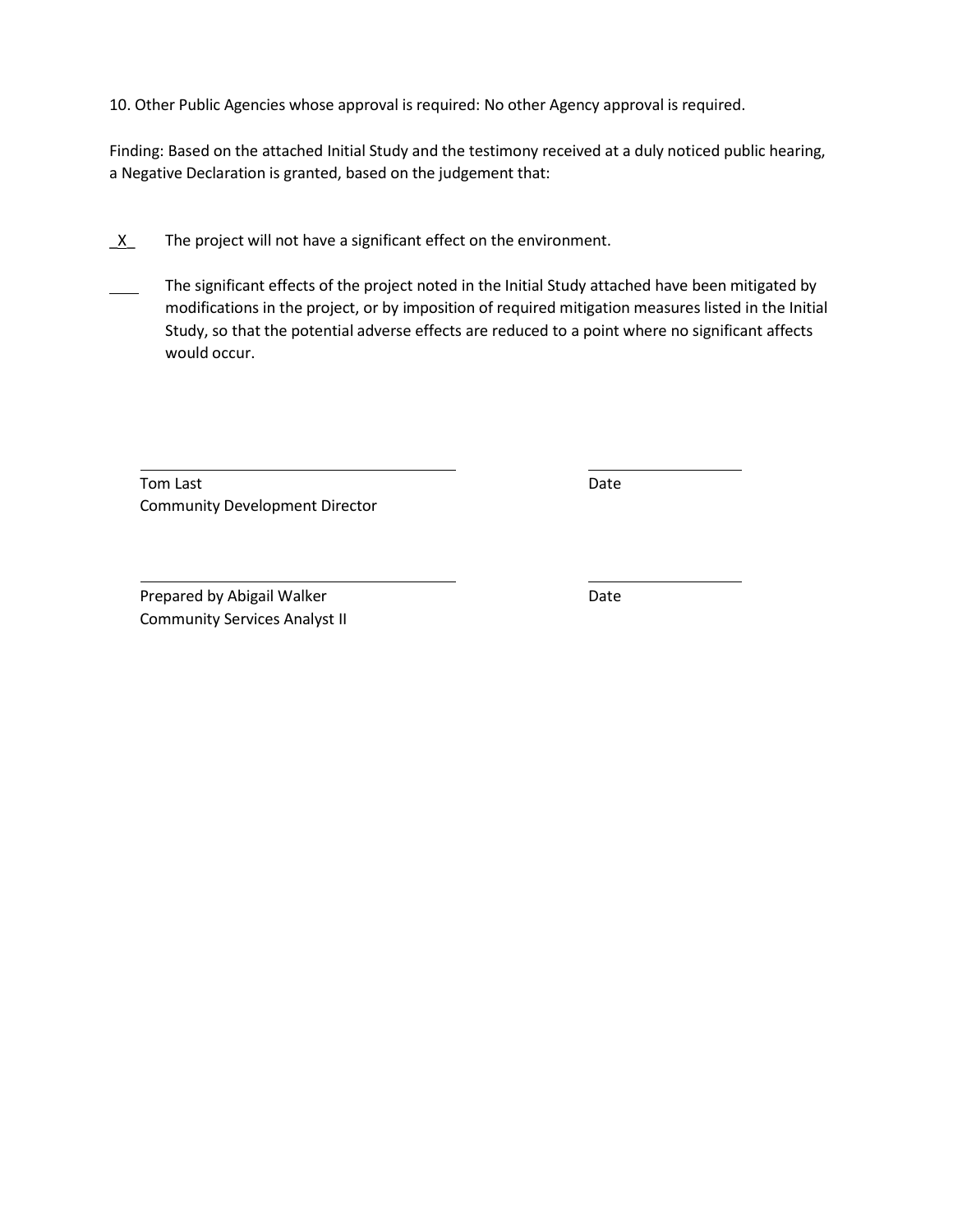10. Other Public Agencies whose approval is required: No other Agency approval is required.

Finding: Based on the attached Initial Study and the testimony received at a duly noticed public hearing, a Negative Declaration is granted, based on the judgement that:

_X_ The project will not have a significant effect on the environment.

____ The significant effects of the project noted in the Initial Study attached have been mitigated by modifications in the project, or by imposition of required mitigation measures listed in the Initial Study, so that the potential adverse effects are reduced to a point where no significant affects would occur.

______________________________ ______________

Tom Last Date
Community Development Director

______________________________ ______________

Prepared by Abigail Walker Date
Community Services Analyst II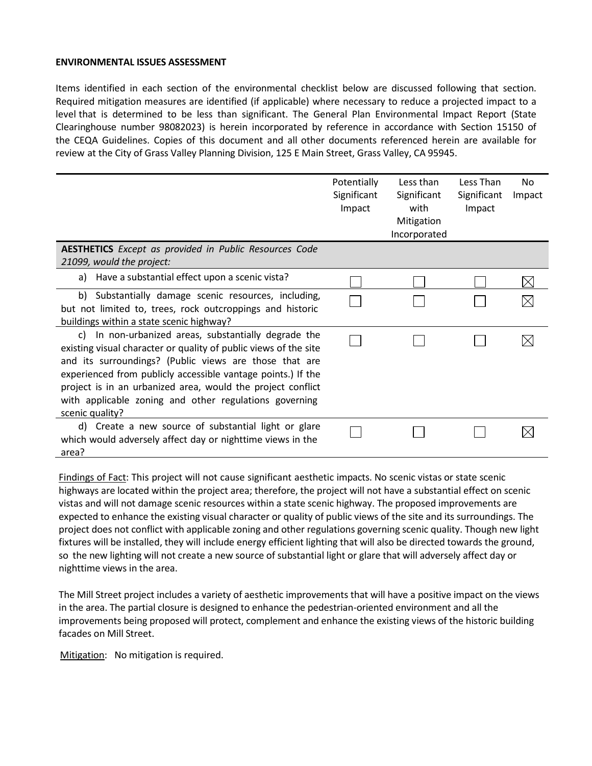**ENVIRONMENTAL ISSUES ASSESSMENT**

Items identified in each section of the environmental checklist below are discussed following that section. Required mitigation measures are identified (if applicable) where necessary to reduce a projected impact to a level that is determined to be less than significant. The General Plan Environmental Impact Report (State Clearinghouse number 98082023) is herein incorporated by reference in accordance with Section 15150 of the CEQA Guidelines. Copies of this document and all other documents referenced herein are available for review at the City of Grass Valley Planning Division, 125 E Main Street, Grass Valley, CA 95945.

| | Potentially Significant Impact | Less than Significant with Mitigation Incorporated | Less Than Significant Impact | No Impact |
|---|---|---|---|---|
| **AESTHETICS** *Except as provided in Public Resources Code 21099, would the project:* | | | | |
| a) Have a substantial effect upon a scenic vista? | ☐ | ☐ | ☐ | ☒ |
| b) Substantially damage scenic resources, including, but not limited to, trees, rock outcroppings and historic buildings within a state scenic highway? | ☐ | ☐ | ☐ | ☒ |
| c) In non-urbanized areas, substantially degrade the existing visual character or quality of public views of the site and its surroundings? (Public views are those that are experienced from publicly accessible vantage points.) If the project is in an urbanized area, would the project conflict with applicable zoning and other regulations governing scenic quality? | ☐ | ☐ | ☐ | ☒ |
| d) Create a new source of substantial light or glare which would adversely affect day or nighttime views in the area? | ☐ | ☐ | ☐ | ☒ |

Findings of Fact: This project will not cause significant aesthetic impacts. No scenic vistas or state scenic highways are located within the project area; therefore, the project will not have a substantial effect on scenic vistas and will not damage scenic resources within a state scenic highway. The proposed improvements are expected to enhance the existing visual character or quality of public views of the site and its surroundings. The project does not conflict with applicable zoning and other regulations governing scenic quality. Though new light fixtures will be installed, they will include energy efficient lighting that will also be directed towards the ground, so the new lighting will not create a new source of substantial light or glare that will adversely affect day or nighttime views in the area.

The Mill Street project includes a variety of aesthetic improvements that will have a positive impact on the views in the area. The partial closure is designed to enhance the pedestrian-oriented environment and all the improvements being proposed will protect, complement and enhance the existing views of the historic building facades on Mill Street.

Mitigation: No mitigation is required.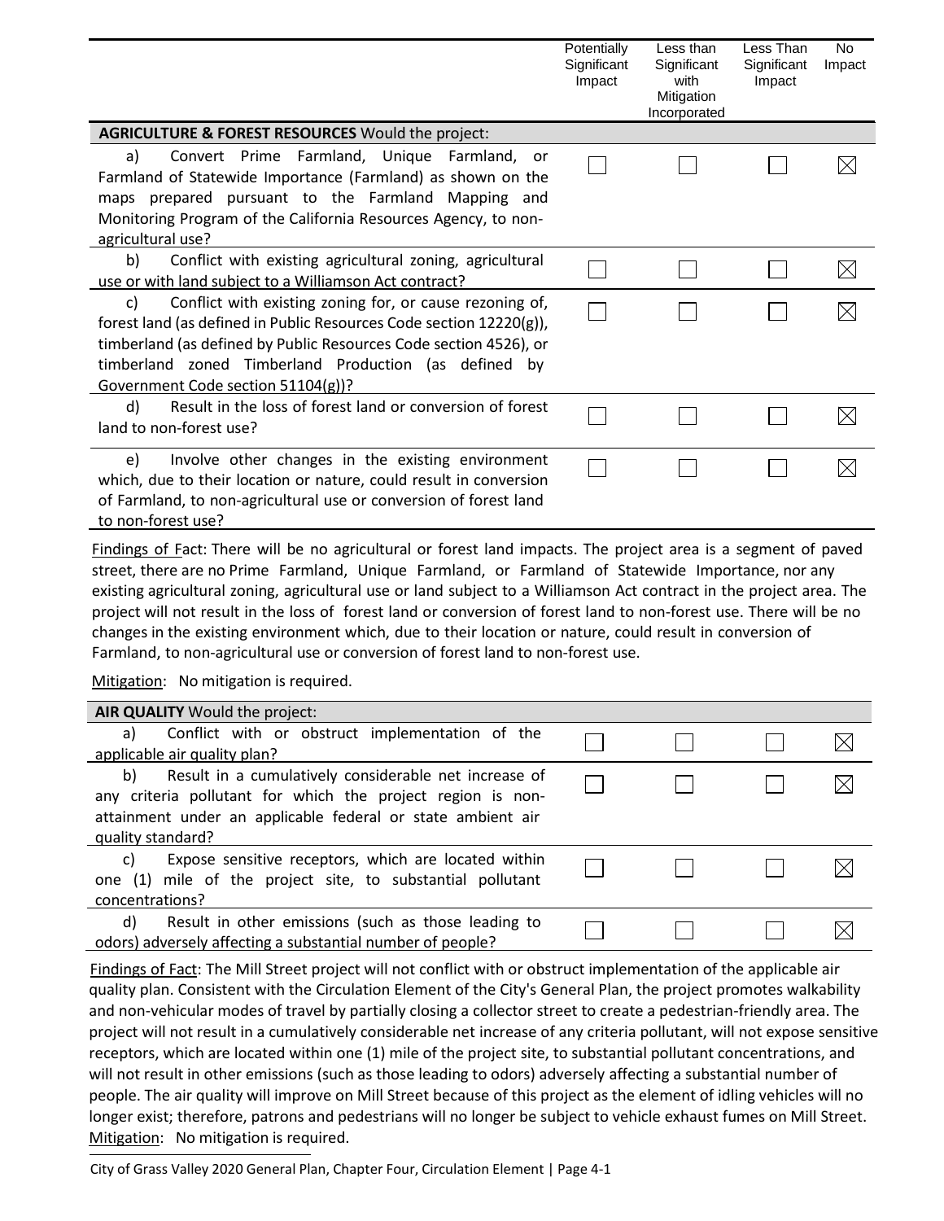| | Potentially Significant Impact | Less than Significant with Mitigation Incorporated | Less Than Significant Impact | No Impact |
|---|---|---|---|---|
| **AGRICULTURE & FOREST RESOURCES** Would the project: | | | | |
| a) Convert Prime Farmland, Unique Farmland, or Farmland of Statewide Importance (Farmland) as shown on the maps prepared pursuant to the Farmland Mapping and Monitoring Program of the California Resources Agency, to non-agricultural use? | ☐ | ☐ | ☐ | ☒ |
| b) Conflict with existing agricultural zoning, agricultural use or with land subject to a Williamson Act contract? | ☐ | ☐ | ☐ | ☒ |
| c) Conflict with existing zoning for, or cause rezoning of, forest land (as defined in Public Resources Code section 12220(g)), timberland (as defined by Public Resources Code section 4526), or timberland zoned Timberland Production (as defined by Government Code section 51104(g))? | ☐ | ☐ | ☐ | ☒ |
| d) Result in the loss of forest land or conversion of forest land to non-forest use? | ☐ | ☐ | ☐ | ☒ |
| e) Involve other changes in the existing environment which, due to their location or nature, could result in conversion of Farmland, to non-agricultural use or conversion of forest land to non-forest use? | ☐ | ☐ | ☐ | ☒ |

Findings of Fact: There will be no agricultural or forest land impacts. The project area is a segment of paved street, there are no Prime Farmland, Unique Farmland, or Farmland of Statewide Importance, nor any existing agricultural zoning, agricultural use or land subject to a Williamson Act contract in the project area. The project will not result in the loss of forest land or conversion of forest land to non-forest use. There will be no changes in the existing environment which, due to their location or nature, could result in conversion of Farmland, to non-agricultural use or conversion of forest land to non-forest use.

Mitigation: No mitigation is required.

| | Potentially Significant Impact | Less than Significant with Mitigation Incorporated | Less Than Significant Impact | No Impact |
|---|---|---|---|---|
| **AIR QUALITY** Would the project: | | | | |
| a) Conflict with or obstruct implementation of the applicable air quality plan? | ☐ | ☐ | ☐ | ☒ |
| b) Result in a cumulatively considerable net increase of any criteria pollutant for which the project region is non-attainment under an applicable federal or state ambient air quality standard? | ☐ | ☐ | ☐ | ☒ |
| c) Expose sensitive receptors, which are located within one (1) mile of the project site, to substantial pollutant concentrations? | ☐ | ☐ | ☐ | ☒ |
| d) Result in other emissions (such as those leading to odors) adversely affecting a substantial number of people? | ☐ | ☐ | ☐ | ☒ |

Findings of Fact: The Mill Street project will not conflict with or obstruct implementation of the applicable air quality plan. Consistent with the Circulation Element of the City's General Plan, the project promotes walkability and non-vehicular modes of travel by partially closing a collector street to create a pedestrian-friendly area. The project will not result in a cumulatively considerable net increase of any criteria pollutant, will not expose sensitive receptors, which are located within one (1) mile of the project site, to substantial pollutant concentrations, and will not result in other emissions (such as those leading to odors) adversely affecting a substantial number of people. The air quality will improve on Mill Street because of this project as the element of idling vehicles will no longer exist; therefore, patrons and pedestrians will no longer be subject to vehicle exhaust fumes on Mill Street.

Mitigation: No mitigation is required.

City of Grass Valley 2020 General Plan, Chapter Four, Circulation Element | Page 4-1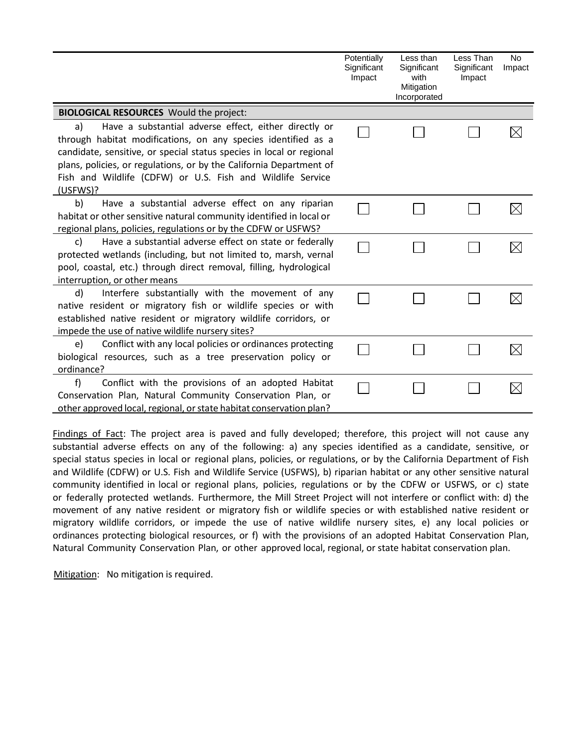| | Potentially Significant Impact | Less than Significant with Mitigation Incorporated | Less Than Significant Impact | No Impact |
|---|---|---|---|---|
| **BIOLOGICAL RESOURCES** Would the project: | | | | |
| a) Have a substantial adverse effect, either directly or through habitat modifications, on any species identified as a candidate, sensitive, or special status species in local or regional plans, policies, or regulations, or by the California Department of Fish and Wildlife (CDFW) or U.S. Fish and Wildlife Service (USFWS)? | ☐ | ☐ | ☐ | ☒ |
| b) Have a substantial adverse effect on any riparian habitat or other sensitive natural community identified in local or regional plans, policies, regulations or by the CDFW or USFWS? | ☐ | ☐ | ☐ | ☒ |
| c) Have a substantial adverse effect on state or federally protected wetlands (including, but not limited to, marsh, vernal pool, coastal, etc.) through direct removal, filling, hydrological interruption, or other means | ☐ | ☐ | ☐ | ☒ |
| d) Interfere substantially with the movement of any native resident or migratory fish or wildlife species or with established native resident or migratory wildlife corridors, or impede the use of native wildlife nursery sites? | ☐ | ☐ | ☐ | ☒ |
| e) Conflict with any local policies or ordinances protecting biological resources, such as a tree preservation policy or ordinance? | ☐ | ☐ | ☐ | ☒ |
| f) Conflict with the provisions of an adopted Habitat Conservation Plan, Natural Community Conservation Plan, or other approved local, regional, or state habitat conservation plan? | ☐ | ☐ | ☐ | ☒ |

Findings of Fact: The project area is paved and fully developed; therefore, this project will not cause any substantial adverse effects on any of the following: a) any species identified as a candidate, sensitive, or special status species in local or regional plans, policies, or regulations, or by the California Department of Fish and Wildlife (CDFW) or U.S. Fish and Wildlife Service (USFWS), b) riparian habitat or any other sensitive natural community identified in local or regional plans, policies, regulations or by the CDFW or USFWS, or c) state or federally protected wetlands. Furthermore, the Mill Street Project will not interfere or conflict with: d) the movement of any native resident or migratory fish or wildlife species or with established native resident or migratory wildlife corridors, or impede the use of native wildlife nursery sites, e) any local policies or ordinances protecting biological resources, or f) with the provisions of an adopted Habitat Conservation Plan, Natural Community Conservation Plan, or other approved local, regional, or state habitat conservation plan.

Mitigation: No mitigation is required.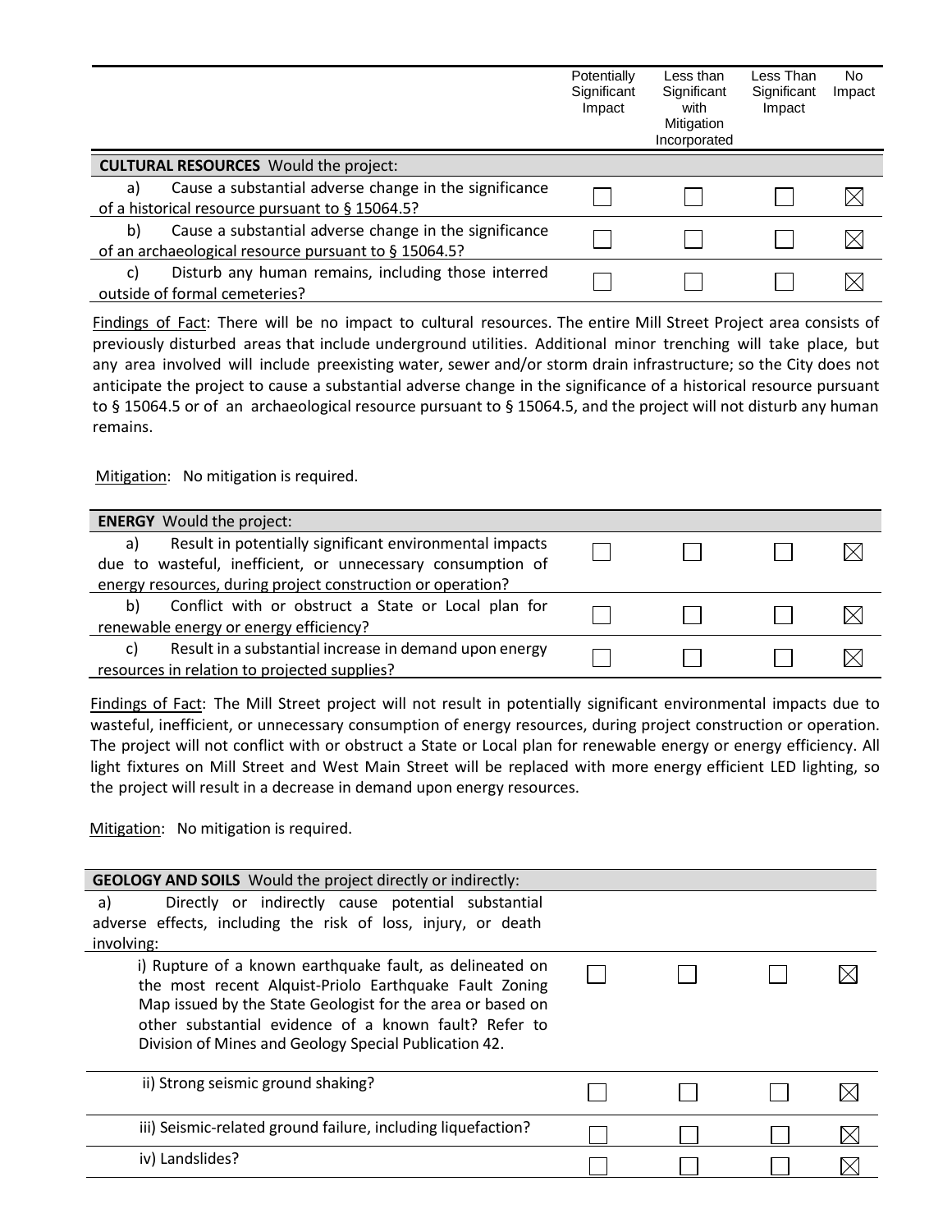| | Potentially Significant Impact | Less than Significant with Mitigation Incorporated | Less Than Significant Impact | No Impact |
|---|---|---|---|---|
| **CULTURAL RESOURCES** Would the project: | | | | |
| a) Cause a substantial adverse change in the significance of a historical resource pursuant to § 15064.5? | ☐ | ☐ | ☐ | ☒ |
| b) Cause a substantial adverse change in the significance of an archaeological resource pursuant to § 15064.5? | ☐ | ☐ | ☐ | ☒ |
| c) Disturb any human remains, including those interred outside of formal cemeteries? | ☐ | ☐ | ☐ | ☒ |

Findings of Fact: There will be no impact to cultural resources. The entire Mill Street Project area consists of previously disturbed areas that include underground utilities. Additional minor trenching will take place, but any area involved will include preexisting water, sewer and/or storm drain infrastructure; so the City does not anticipate the project to cause a substantial adverse change in the significance of a historical resource pursuant to § 15064.5 or of an archaeological resource pursuant to § 15064.5, and the project will not disturb any human remains.

Mitigation: No mitigation is required.

| | Potentially Significant Impact | Less than Significant with Mitigation Incorporated | Less Than Significant Impact | No Impact |
|---|---|---|---|---|
| **ENERGY** Would the project: | | | | |
| a) Result in potentially significant environmental impacts due to wasteful, inefficient, or unnecessary consumption of energy resources, during project construction or operation? | ☐ | ☐ | ☐ | ☒ |
| b) Conflict with or obstruct a State or Local plan for renewable energy or energy efficiency? | ☐ | ☐ | ☐ | ☒ |
| c) Result in a substantial increase in demand upon energy resources in relation to projected supplies? | ☐ | ☐ | ☐ | ☒ |

Findings of Fact: The Mill Street project will not result in potentially significant environmental impacts due to wasteful, inefficient, or unnecessary consumption of energy resources, during project construction or operation. The project will not conflict with or obstruct a State or Local plan for renewable energy or energy efficiency. All light fixtures on Mill Street and West Main Street will be replaced with more energy efficient LED lighting, so the project will result in a decrease in demand upon energy resources.

Mitigation: No mitigation is required.

| | Potentially Significant Impact | Less than Significant with Mitigation Incorporated | Less Than Significant Impact | No Impact |
|---|---|---|---|---|
| **GEOLOGY AND SOILS** Would the project directly or indirectly: | | | | |
| a) Directly or indirectly cause potential substantial adverse effects, including the risk of loss, injury, or death involving: | | | | |
| i) Rupture of a known earthquake fault, as delineated on the most recent Alquist-Priolo Earthquake Fault Zoning Map issued by the State Geologist for the area or based on other substantial evidence of a known fault? Refer to Division of Mines and Geology Special Publication 42. | ☐ | ☐ | ☐ | ☒ |
| ii) Strong seismic ground shaking? | ☐ | ☐ | ☐ | ☒ |
| iii) Seismic-related ground failure, including liquefaction? | ☐ | ☐ | ☐ | ☒ |
| iv) Landslides? | ☐ | ☐ | ☐ | ☒ |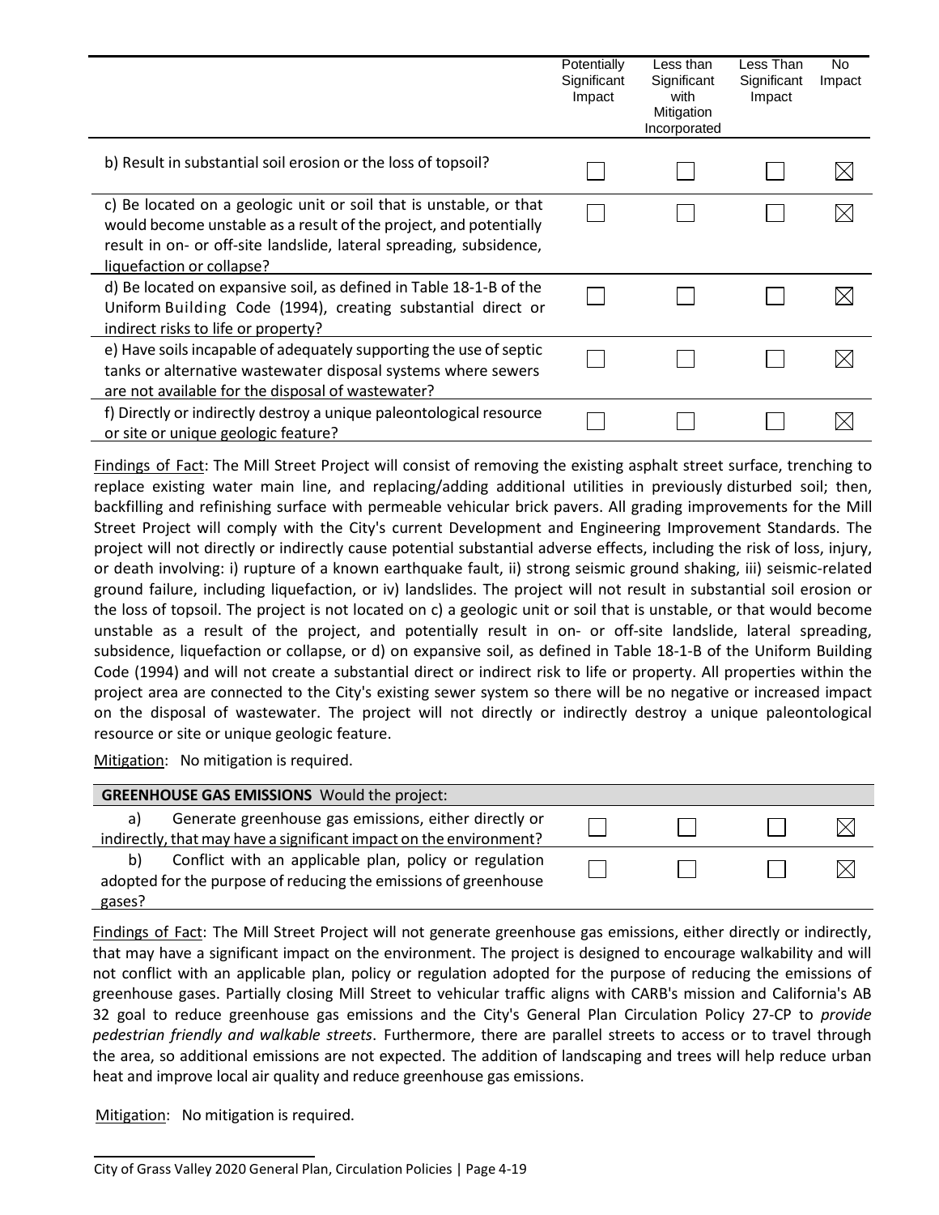| | Potentially Significant Impact | Less than Significant with Mitigation Incorporated | Less Than Significant Impact | No Impact |
|---|---|---|---|---|
| b) Result in substantial soil erosion or the loss of topsoil? | ☐ | ☐ | ☐ | ☒ |
| c) Be located on a geologic unit or soil that is unstable, or that would become unstable as a result of the project, and potentially result in on- or off-site landslide, lateral spreading, subsidence, liquefaction or collapse? | ☐ | ☐ | ☐ | ☒ |
| d) Be located on expansive soil, as defined in Table 18-1-B of the Uniform Building Code (1994), creating substantial direct or indirect risks to life or property? | ☐ | ☐ | ☐ | ☒ |
| e) Have soils incapable of adequately supporting the use of septic tanks or alternative wastewater disposal systems where sewers are not available for the disposal of wastewater? | ☐ | ☐ | ☐ | ☒ |
| f) Directly or indirectly destroy a unique paleontological resource or site or unique geologic feature? | ☐ | ☐ | ☐ | ☒ |

Findings of Fact: The Mill Street Project will consist of removing the existing asphalt street surface, trenching to replace existing water main line, and replacing/adding additional utilities in previously disturbed soil; then, backfilling and refinishing surface with permeable vehicular brick pavers. All grading improvements for the Mill Street Project will comply with the City's current Development and Engineering Improvement Standards. The project will not directly or indirectly cause potential substantial adverse effects, including the risk of loss, injury, or death involving: i) rupture of a known earthquake fault, ii) strong seismic ground shaking, iii) seismic-related ground failure, including liquefaction, or iv) landslides. The project will not result in substantial soil erosion or the loss of topsoil. The project is not located on c) a geologic unit or soil that is unstable, or that would become unstable as a result of the project, and potentially result in on- or off-site landslide, lateral spreading, subsidence, liquefaction or collapse, or d) on expansive soil, as defined in Table 18-1-B of the Uniform Building Code (1994) and will not create a substantial direct or indirect risk to life or property. All properties within the project area are connected to the City's existing sewer system so there will be no negative or increased impact on the disposal of wastewater. The project will not directly or indirectly destroy a unique paleontological resource or site or unique geologic feature.

Mitigation: No mitigation is required.

| **GREENHOUSE GAS EMISSIONS** Would the project: | | | | |
|---|---|---|---|---|
| a) Generate greenhouse gas emissions, either directly or indirectly, that may have a significant impact on the environment? | ☐ | ☐ | ☐ | ☒ |
| b) Conflict with an applicable plan, policy or regulation adopted for the purpose of reducing the emissions of greenhouse gases? | ☐ | ☐ | ☐ | ☒ |

Findings of Fact: The Mill Street Project will not generate greenhouse gas emissions, either directly or indirectly, that may have a significant impact on the environment. The project is designed to encourage walkability and will not conflict with an applicable plan, policy or regulation adopted for the purpose of reducing the emissions of greenhouse gases. Partially closing Mill Street to vehicular traffic aligns with CARB's mission and California's AB 32 goal to reduce greenhouse gas emissions and the City's General Plan Circulation Policy 27-CP to *provide pedestrian friendly and walkable streets*. Furthermore, there are parallel streets to access or to travel through the area, so additional emissions are not expected. The addition of landscaping and trees will help reduce urban heat and improve local air quality and reduce greenhouse gas emissions.

Mitigation: No mitigation is required.

City of Grass Valley 2020 General Plan, Circulation Policies | Page 4-19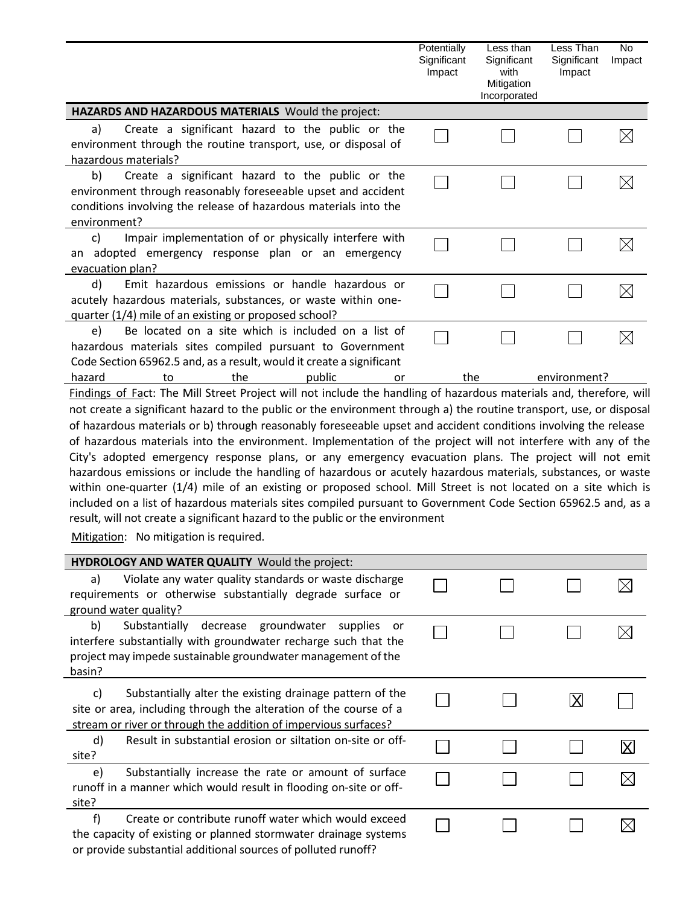| | Potentially Significant Impact | Less than Significant with Mitigation Incorporated | Less Than Significant Impact | No Impact |
|---|---|---|---|---|
| **HAZARDS AND HAZARDOUS MATERIALS** Would the project: | | | | |
| a) Create a significant hazard to the public or the environment through the routine transport, use, or disposal of hazardous materials? | ☐ | ☐ | ☐ | ☒ |
| b) Create a significant hazard to the public or the environment through reasonably foreseeable upset and accident conditions involving the release of hazardous materials into the environment? | ☐ | ☐ | ☐ | ☒ |
| c) Impair implementation of or physically interfere with an adopted emergency response plan or an emergency evacuation plan? | ☐ | ☐ | ☐ | ☒ |
| d) Emit hazardous emissions or handle hazardous or acutely hazardous materials, substances, or waste within one-quarter (1/4) mile of an existing or proposed school? | ☐ | ☐ | ☐ | ☒ |
| e) Be located on a site which is included on a list of hazardous materials sites compiled pursuant to Government Code Section 65962.5 and, as a result, would it create a significant hazard to the public or the environment? | ☐ | ☐ | ☐ | ☒ |

Findings of Fact: The Mill Street Project will not include the handling of hazardous materials and, therefore, will not create a significant hazard to the public or the environment through a) the routine transport, use, or disposal of hazardous materials or b) through reasonably foreseeable upset and accident conditions involving the release of hazardous materials into the environment. Implementation of the project will not interfere with any of the City's adopted emergency response plans, or any emergency evacuation plans. The project will not emit hazardous emissions or include the handling of hazardous or acutely hazardous materials, substances, or waste within one-quarter (1/4) mile of an existing or proposed school. Mill Street is not located on a site which is included on a list of hazardous materials sites compiled pursuant to Government Code Section 65962.5 and, as a result, will not create a significant hazard to the public or the environment

Mitigation: No mitigation is required.

| | Potentially Significant Impact | Less than Significant with Mitigation Incorporated | Less Than Significant Impact | No Impact |
|---|---|---|---|---|
| **HYDROLOGY AND WATER QUALITY** Would the project: | | | | |
| a) Violate any water quality standards or waste discharge requirements or otherwise substantially degrade surface or ground water quality? | ☐ | ☐ | ☐ | ☒ |
| b) Substantially decrease groundwater supplies or interfere substantially with groundwater recharge such that the project may impede sustainable groundwater management of the basin? | ☐ | ☐ | ☐ | ☒ |
| c) Substantially alter the existing drainage pattern of the site or area, including through the alteration of the course of a stream or river or through the addition of impervious surfaces? | ☐ | ☐ | ☒ | ☐ |
| d) Result in substantial erosion or siltation on-site or off-site? | ☐ | ☐ | ☐ | ☒ |
| e) Substantially increase the rate or amount of surface runoff in a manner which would result in flooding on-site or off-site? | ☐ | ☐ | ☐ | ☒ |
| f) Create or contribute runoff water which would exceed the capacity of existing or planned stormwater drainage systems or provide substantial additional sources of polluted runoff? | ☐ | ☐ | ☐ | ☒ |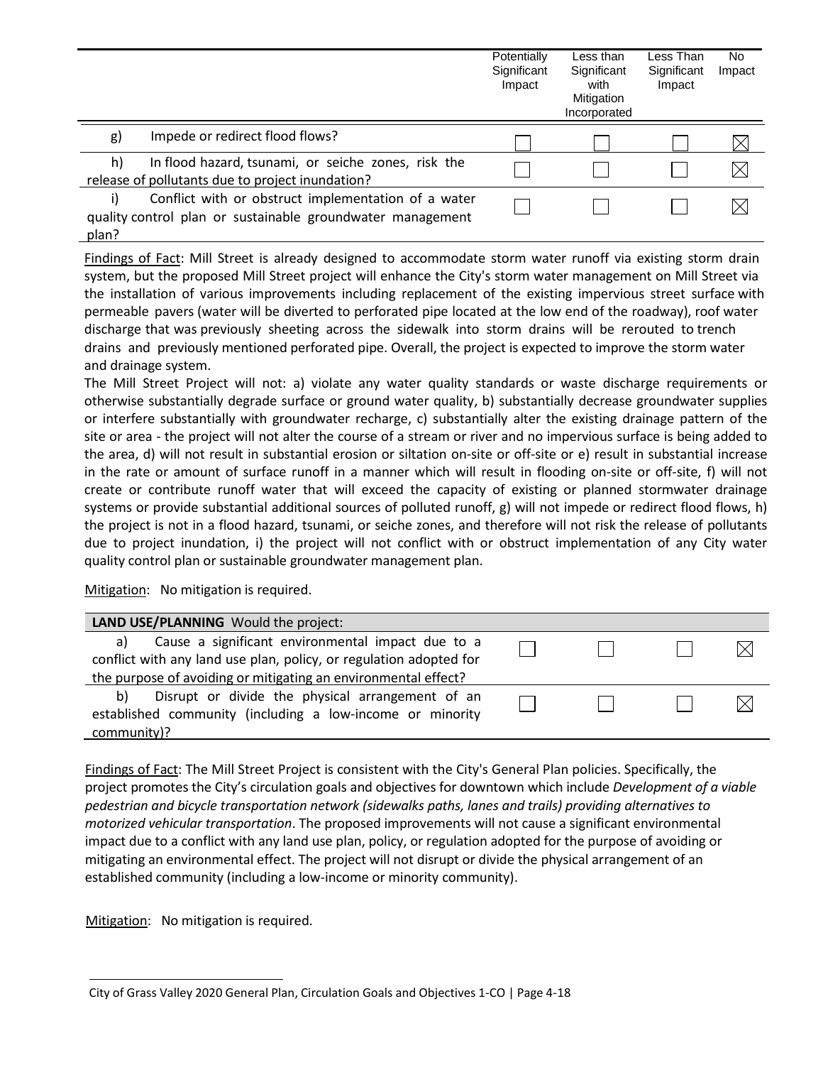| | Potentially Significant Impact | Less than Significant with Mitigation Incorporated | Less Than Significant Impact | No Impact |
|---|---|---|---|---|
| g) Impede or redirect flood flows? | ☐ | ☐ | ☐ | ☒ |
| h) In flood hazard, tsunami, or seiche zones, risk the release of pollutants due to project inundation? | ☐ | ☐ | ☐ | ☒ |
| i) Conflict with or obstruct implementation of a water quality control plan or sustainable groundwater management plan? | ☐ | ☐ | ☐ | ☒ |

Findings of Fact: Mill Street is already designed to accommodate storm water runoff via existing storm drain system, but the proposed Mill Street project will enhance the City's storm water management on Mill Street via the installation of various improvements including replacement of the existing impervious street surface with permeable pavers (water will be diverted to perforated pipe located at the low end of the roadway), roof water discharge that was previously sheeting across the sidewalk into storm drains will be rerouted to trench drains and previously mentioned perforated pipe. Overall, the project is expected to improve the storm water and drainage system.

The Mill Street Project will not: a) violate any water quality standards or waste discharge requirements or otherwise substantially degrade surface or ground water quality, b) substantially decrease groundwater supplies or interfere substantially with groundwater recharge, c) substantially alter the existing drainage pattern of the site or area - the project will not alter the course of a stream or river and no impervious surface is being added to the area, d) will not result in substantial erosion or siltation on-site or off-site or e) result in substantial increase in the rate or amount of surface runoff in a manner which will result in flooding on-site or off-site, f) will not create or contribute runoff water that will exceed the capacity of existing or planned stormwater drainage systems or provide substantial additional sources of polluted runoff, g) will not impede or redirect flood flows, h) the project is not in a flood hazard, tsunami, or seiche zones, and therefore will not risk the release of pollutants due to project inundation, i) the project will not conflict with or obstruct implementation of any City water quality control plan or sustainable groundwater management plan.

Mitigation: No mitigation is required.

| **LAND USE/PLANNING** Would the project: | | | | |
|---|---|---|---|---|
| a) Cause a significant environmental impact due to a conflict with any land use plan, policy, or regulation adopted for the purpose of avoiding or mitigating an environmental effect? | ☐ | ☐ | ☐ | ☒ |
| b) Disrupt or divide the physical arrangement of an established community (including a low-income or minority community)? | ☐ | ☐ | ☐ | ☒ |

Findings of Fact: The Mill Street Project is consistent with the City's General Plan policies. Specifically, the project promotes the City's circulation goals and objectives for downtown which include *Development of a viable pedestrian and bicycle transportation network (sidewalks paths, lanes and trails) providing alternatives to motorized vehicular transportation*. The proposed improvements will not cause a significant environmental impact due to a conflict with any land use plan, policy, or regulation adopted for the purpose of avoiding or mitigating an environmental effect. The project will not disrupt or divide the physical arrangement of an established community (including a low-income or minority community).

Mitigation: No mitigation is required.

City of Grass Valley 2020 General Plan, Circulation Goals and Objectives 1-CO | Page 4-18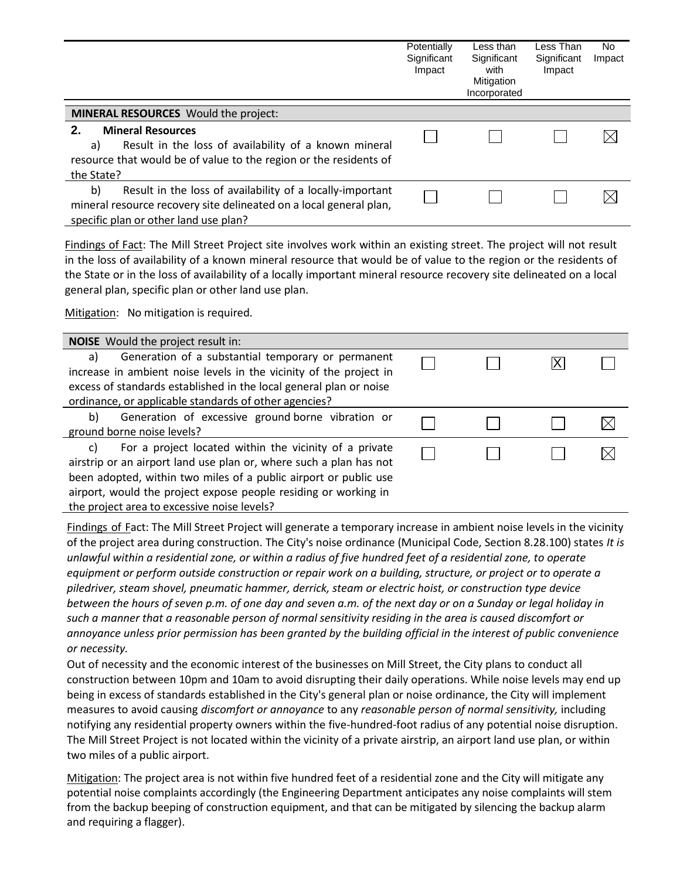| | Potentially Significant Impact | Less than Significant with Mitigation Incorporated | Less Than Significant Impact | No Impact |
|---|---|---|---|---|
| **MINERAL RESOURCES** Would the project: | | | | |
| **2. Mineral Resources** a) Result in the loss of availability of a known mineral resource that would be of value to the region or the residents of the State? | ☐ | ☐ | ☐ | ☒ |
| b) Result in the loss of availability of a locally-important mineral resource recovery site delineated on a local general plan, specific plan or other land use plan? | ☐ | ☐ | ☐ | ☒ |

Findings of Fact: The Mill Street Project site involves work within an existing street. The project will not result in the loss of availability of a known mineral resource that would be of value to the region or the residents of the State or in the loss of availability of a locally important mineral resource recovery site delineated on a local general plan, specific plan or other land use plan.

Mitigation: No mitigation is required.

| | Potentially Significant Impact | Less than Significant with Mitigation Incorporated | Less Than Significant Impact | No Impact |
|---|---|---|---|---|
| **NOISE** Would the project result in: | | | | |
| a) Generation of a substantial temporary or permanent increase in ambient noise levels in the vicinity of the project in excess of standards established in the local general plan or noise ordinance, or applicable standards of other agencies? | ☐ | ☐ | ☒ | ☐ |
| b) Generation of excessive ground borne vibration or ground borne noise levels? | ☐ | ☐ | ☐ | ☒ |
| c) For a project located within the vicinity of a private airstrip or an airport land use plan or, where such a plan has not been adopted, within two miles of a public airport or public use airport, would the project expose people residing or working in the project area to excessive noise levels? | ☐ | ☐ | ☐ | ☒ |

Findings of Fact: The Mill Street Project will generate a temporary increase in ambient noise levels in the vicinity of the project area during construction. The City's noise ordinance (Municipal Code, Section 8.28.100) states *It is unlawful within a residential zone, or within a radius of five hundred feet of a residential zone, to operate equipment or perform outside construction or repair work on a building, structure, or project or to operate a piledriver, steam shovel, pneumatic hammer, derrick, steam or electric hoist, or construction type device between the hours of seven p.m. of one day and seven a.m. of the next day or on a Sunday or legal holiday in such a manner that a reasonable person of normal sensitivity residing in the area is caused discomfort or annoyance unless prior permission has been granted by the building official in the interest of public convenience or necessity.*

Out of necessity and the economic interest of the businesses on Mill Street, the City plans to conduct all construction between 10pm and 10am to avoid disrupting their daily operations. While noise levels may end up being in excess of standards established in the City's general plan or noise ordinance, the City will implement measures to avoid causing *discomfort or annoyance* to any *reasonable person of normal sensitivity,* including notifying any residential property owners within the five-hundred-foot radius of any potential noise disruption. The Mill Street Project is not located within the vicinity of a private airstrip, an airport land use plan, or within two miles of a public airport.

Mitigation: The project area is not within five hundred feet of a residential zone and the City will mitigate any potential noise complaints accordingly (the Engineering Department anticipates any noise complaints will stem from the backup beeping of construction equipment, and that can be mitigated by silencing the backup alarm and requiring a flagger).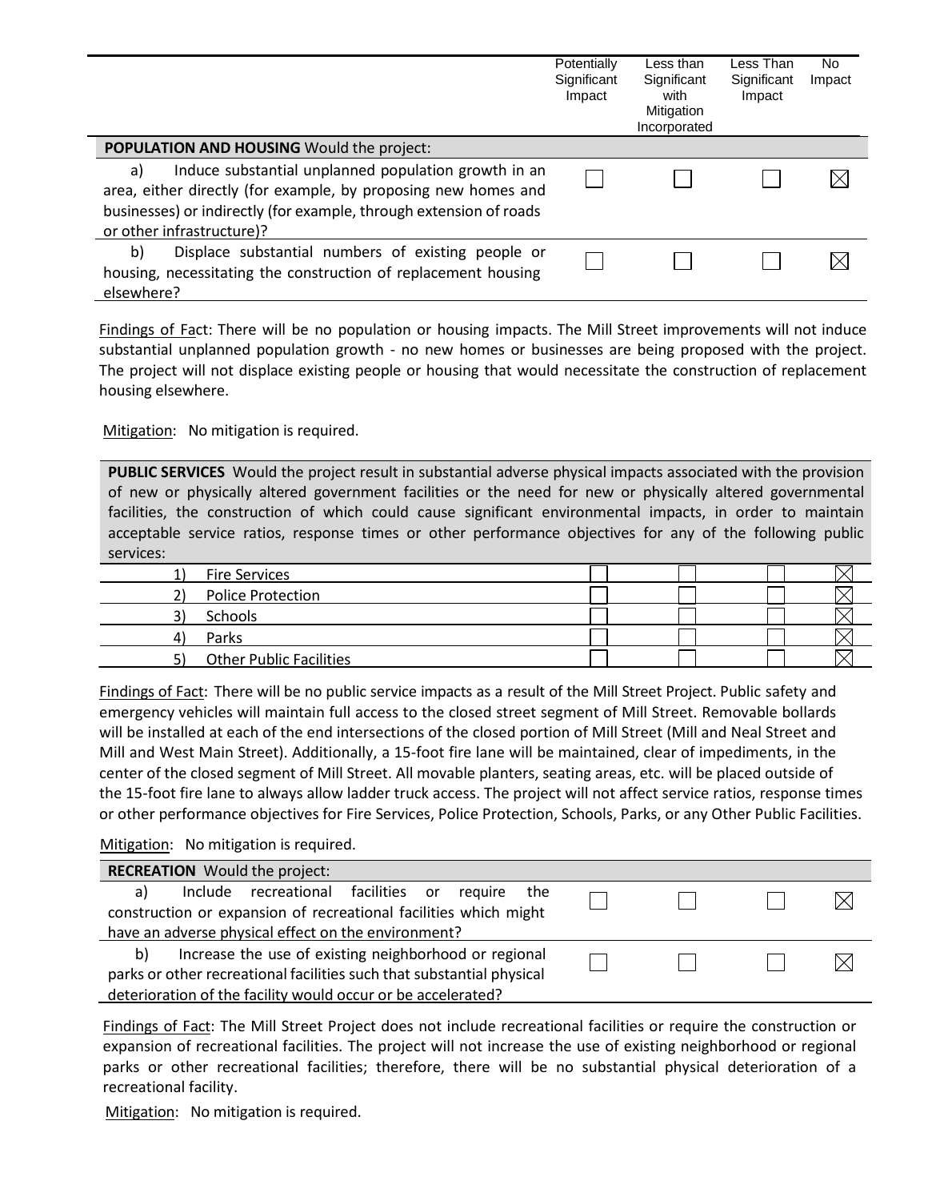| | Potentially Significant Impact | Less than Significant with Mitigation Incorporated | Less Than Significant Impact | No Impact |
|---|---|---|---|---|
| **POPULATION AND HOUSING** Would the project: | | | | |
| a) Induce substantial unplanned population growth in an area, either directly (for example, by proposing new homes and businesses) or indirectly (for example, through extension of roads or other infrastructure)? | ☐ | ☐ | ☐ | ☒ |
| b) Displace substantial numbers of existing people or housing, necessitating the construction of replacement housing elsewhere? | ☐ | ☐ | ☐ | ☒ |

Findings of Fact: There will be no population or housing impacts. The Mill Street improvements will not induce substantial unplanned population growth - no new homes or businesses are being proposed with the project. The project will not displace existing people or housing that would necessitate the construction of replacement housing elsewhere.

Mitigation: No mitigation is required.

| **PUBLIC SERVICES** Would the project result in substantial adverse physical impacts associated with the provision of new or physically altered government facilities or the need for new or physically altered governmental facilities, the construction of which could cause significant environmental impacts, in order to maintain acceptable service ratios, response times or other performance objectives for any of the following public services: | | | | |
|---|---|---|---|---|
| 1) Fire Services | ☐ | ☐ | ☐ | ☒ |
| 2) Police Protection | ☐ | ☐ | ☐ | ☒ |
| 3) Schools | ☐ | ☐ | ☐ | ☒ |
| 4) Parks | ☐ | ☐ | ☐ | ☒ |
| 5) Other Public Facilities | ☐ | ☐ | ☐ | ☒ |

Findings of Fact: There will be no public service impacts as a result of the Mill Street Project. Public safety and emergency vehicles will maintain full access to the closed street segment of Mill Street. Removable bollards will be installed at each of the end intersections of the closed portion of Mill Street (Mill and Neal Street and Mill and West Main Street). Additionally, a 15-foot fire lane will be maintained, clear of impediments, in the center of the closed segment of Mill Street. All movable planters, seating areas, etc. will be placed outside of the 15-foot fire lane to always allow ladder truck access. The project will not affect service ratios, response times or other performance objectives for Fire Services, Police Protection, Schools, Parks, or any Other Public Facilities.

Mitigation: No mitigation is required.

| **RECREATION** Would the project: | | | | |
|---|---|---|---|---|
| a) Include recreational facilities or require the construction or expansion of recreational facilities which might have an adverse physical effect on the environment? | ☐ | ☐ | ☐ | ☒ |
| b) Increase the use of existing neighborhood or regional parks or other recreational facilities such that substantial physical deterioration of the facility would occur or be accelerated? | ☐ | ☐ | ☐ | ☒ |

Findings of Fact: The Mill Street Project does not include recreational facilities or require the construction or expansion of recreational facilities. The project will not increase the use of existing neighborhood or regional parks or other recreational facilities; therefore, there will be no substantial physical deterioration of a recreational facility.

Mitigation: No mitigation is required.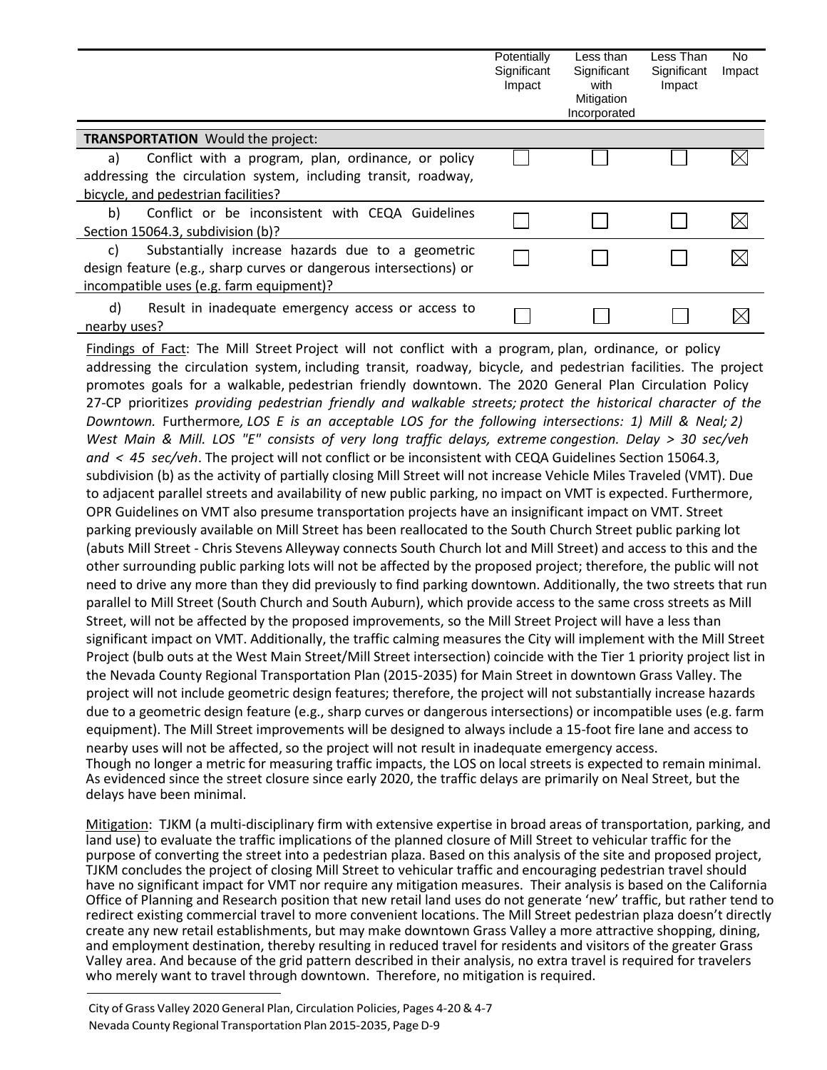| | Potentially Significant Impact | Less than Significant with Mitigation Incorporated | Less Than Significant Impact | No Impact |
|---|---|---|---|---|
| **TRANSPORTATION** Would the project: | | | | |
| a) Conflict with a program, plan, ordinance, or policy addressing the circulation system, including transit, roadway, bicycle, and pedestrian facilities? | ☐ | ☐ | ☐ | ☒ |
| b) Conflict or be inconsistent with CEQA Guidelines Section 15064.3, subdivision (b)? | ☐ | ☐ | ☐ | ☒ |
| c) Substantially increase hazards due to a geometric design feature (e.g., sharp curves or dangerous intersections) or incompatible uses (e.g. farm equipment)? | ☐ | ☐ | ☐ | ☒ |
| d) Result in inadequate emergency access or access to nearby uses? | ☐ | ☐ | ☐ | ☒ |

Findings of Fact: The Mill Street Project will not conflict with a program, plan, ordinance, or policy addressing the circulation system, including transit, roadway, bicycle, and pedestrian facilities. The project promotes goals for a walkable, pedestrian friendly downtown. The 2020 General Plan Circulation Policy 27-CP prioritizes *providing pedestrian friendly and walkable streets; protect the historical character of the Downtown.* Furthermore*, LOS E is an acceptable LOS for the following intersections: 1) Mill & Neal; 2) West Main & Mill. LOS "E" consists of very long traffic delays, extreme congestion. Delay > 30 sec/veh and < 45 sec/veh*. The project will not conflict or be inconsistent with CEQA Guidelines Section 15064.3, subdivision (b) as the activity of partially closing Mill Street will not increase Vehicle Miles Traveled (VMT). Due to adjacent parallel streets and availability of new public parking, no impact on VMT is expected. Furthermore, OPR Guidelines on VMT also presume transportation projects have an insignificant impact on VMT. Street parking previously available on Mill Street has been reallocated to the South Church Street public parking lot (abuts Mill Street - Chris Stevens Alleyway connects South Church lot and Mill Street) and access to this and the other surrounding public parking lots will not be affected by the proposed project; therefore, the public will not need to drive any more than they did previously to find parking downtown. Additionally, the two streets that run parallel to Mill Street (South Church and South Auburn), which provide access to the same cross streets as Mill Street, will not be affected by the proposed improvements, so the Mill Street Project will have a less than significant impact on VMT. Additionally, the traffic calming measures the City will implement with the Mill Street Project (bulb outs at the West Main Street/Mill Street intersection) coincide with the Tier 1 priority project list in the Nevada County Regional Transportation Plan (2015-2035) for Main Street in downtown Grass Valley. The project will not include geometric design features; therefore, the project will not substantially increase hazards due to a geometric design feature (e.g., sharp curves or dangerous intersections) or incompatible uses (e.g. farm equipment). The Mill Street improvements will be designed to always include a 15-foot fire lane and access to nearby uses will not be affected, so the project will not result in inadequate emergency access.
Though no longer a metric for measuring traffic impacts, the LOS on local streets is expected to remain minimal. As evidenced since the street closure since early 2020, the traffic delays are primarily on Neal Street, but the delays have been minimal.

Mitigation: TJKM (a multi-disciplinary firm with extensive expertise in broad areas of transportation, parking, and land use) to evaluate the traffic implications of the planned closure of Mill Street to vehicular traffic for the purpose of converting the street into a pedestrian plaza. Based on this analysis of the site and proposed project, TJKM concludes the project of closing Mill Street to vehicular traffic and encouraging pedestrian travel should have no significant impact for VMT nor require any mitigation measures. Their analysis is based on the California Office of Planning and Research position that new retail land uses do not generate 'new' traffic, but rather tend to redirect existing commercial travel to more convenient locations. The Mill Street pedestrian plaza doesn't directly create any new retail establishments, but may make downtown Grass Valley a more attractive shopping, dining, and employment destination, thereby resulting in reduced travel for residents and visitors of the greater Grass Valley area. And because of the grid pattern described in their analysis, no extra travel is required for travelers who merely want to travel through downtown. Therefore, no mitigation is required.

City of Grass Valley 2020 General Plan, Circulation Policies, Pages 4-20 & 4-7
Nevada County Regional Transportation Plan 2015-2035, Page D-9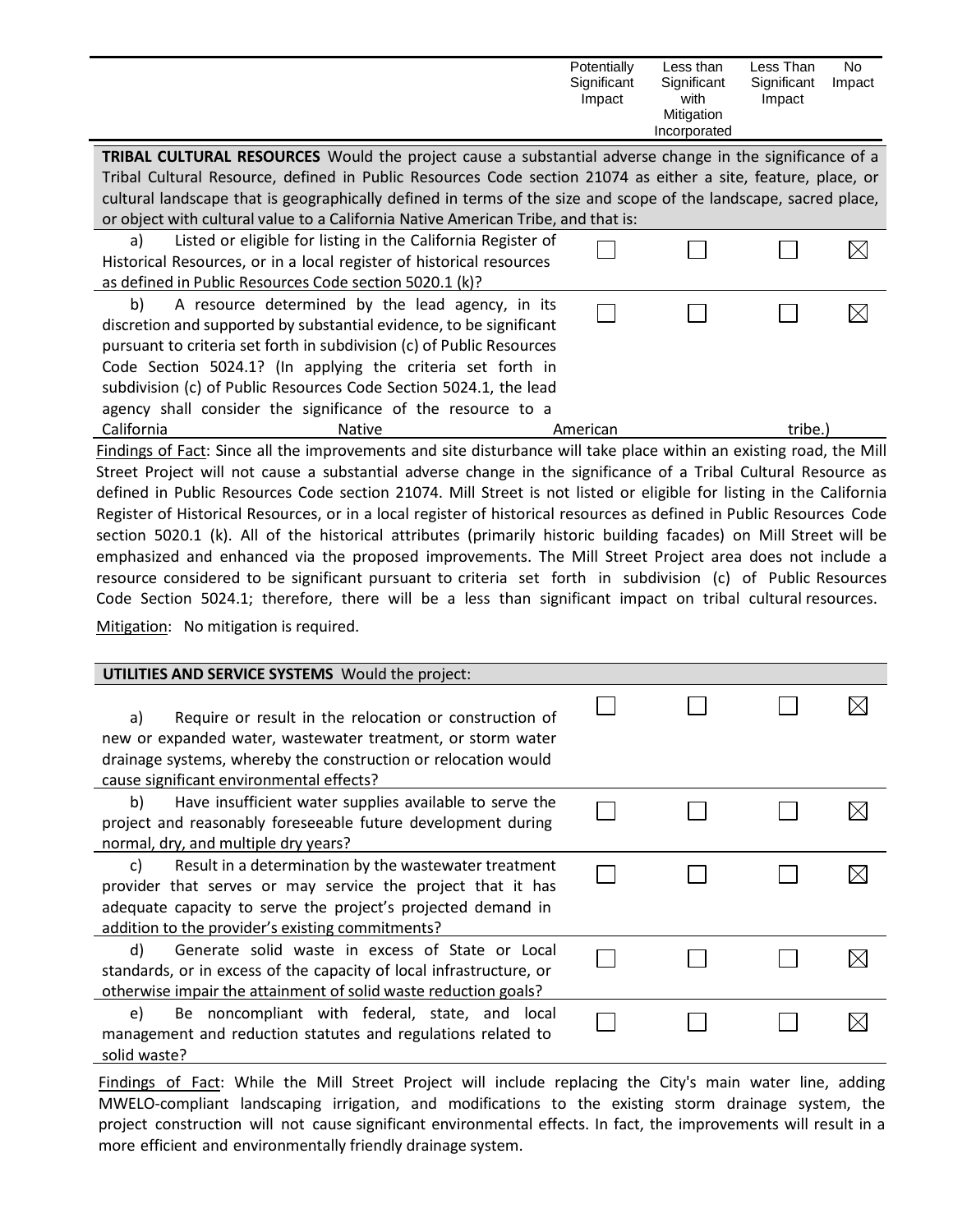| | Potentially Significant Impact | Less than Significant with Mitigation Incorporated | Less Than Significant Impact | No Impact |
|---|---|---|---|---|
| **TRIBAL CULTURAL RESOURCES** Would the project cause a substantial adverse change in the significance of a Tribal Cultural Resource, defined in Public Resources Code section 21074 as either a site, feature, place, or cultural landscape that is geographically defined in terms of the size and scope of the landscape, sacred place, or object with cultural value to a California Native American Tribe, and that is: | | | | |
| a) Listed or eligible for listing in the California Register of Historical Resources, or in a local register of historical resources as defined in Public Resources Code section 5020.1 (k)? | ☐ | ☐ | ☐ | ☒ |
| b) A resource determined by the lead agency, in its discretion and supported by substantial evidence, to be significant pursuant to criteria set forth in subdivision (c) of Public Resources Code Section 5024.1? (In applying the criteria set forth in subdivision (c) of Public Resources Code Section 5024.1, the lead agency shall consider the significance of the resource to a California Native American tribe.) | ☐ | ☐ | ☐ | ☒ |

Findings of Fact: Since all the improvements and site disturbance will take place within an existing road, the Mill Street Project will not cause a substantial adverse change in the significance of a Tribal Cultural Resource as defined in Public Resources Code section 21074. Mill Street is not listed or eligible for listing in the California Register of Historical Resources, or in a local register of historical resources as defined in Public Resources Code section 5020.1 (k). All of the historical attributes (primarily historic building facades) on Mill Street will be emphasized and enhanced via the proposed improvements. The Mill Street Project area does not include a resource considered to be significant pursuant to criteria set forth in subdivision (c) of Public Resources Code Section 5024.1; therefore, there will be a less than significant impact on tribal cultural resources.

Mitigation: No mitigation is required.

| **UTILITIES AND SERVICE SYSTEMS** Would the project: | | | | |
|---|---|---|---|---|
| a) Require or result in the relocation or construction of new or expanded water, wastewater treatment, or storm water drainage systems, whereby the construction or relocation would cause significant environmental effects? | ☐ | ☐ | ☐ | ☒ |
| b) Have insufficient water supplies available to serve the project and reasonably foreseeable future development during normal, dry, and multiple dry years? | ☐ | ☐ | ☐ | ☒ |
| c) Result in a determination by the wastewater treatment provider that serves or may service the project that it has adequate capacity to serve the project's projected demand in addition to the provider's existing commitments? | ☐ | ☐ | ☐ | ☒ |
| d) Generate solid waste in excess of State or Local standards, or in excess of the capacity of local infrastructure, or otherwise impair the attainment of solid waste reduction goals? | ☐ | ☐ | ☐ | ☒ |
| e) Be noncompliant with federal, state, and local management and reduction statutes and regulations related to solid waste? | ☐ | ☐ | ☐ | ☒ |

Findings of Fact: While the Mill Street Project will include replacing the City's main water line, adding MWELO-compliant landscaping irrigation, and modifications to the existing storm drainage system, the project construction will not cause significant environmental effects. In fact, the improvements will result in a more efficient and environmentally friendly drainage system.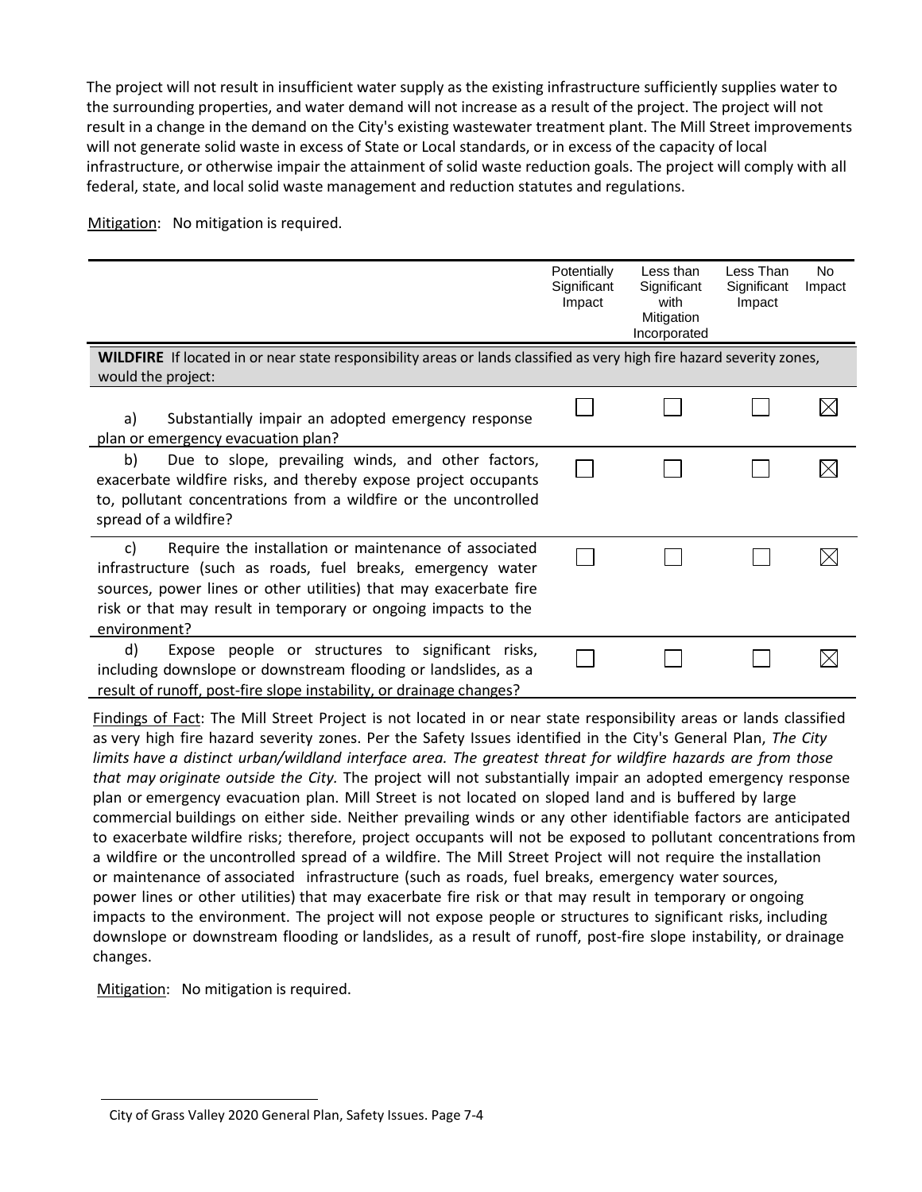The project will not result in insufficient water supply as the existing infrastructure sufficiently supplies water to the surrounding properties, and water demand will not increase as a result of the project. The project will not result in a change in the demand on the City's existing wastewater treatment plant. The Mill Street improvements will not generate solid waste in excess of State or Local standards, or in excess of the capacity of local infrastructure, or otherwise impair the attainment of solid waste reduction goals. The project will comply with all federal, state, and local solid waste management and reduction statutes and regulations.

Mitigation: No mitigation is required.

| | Potentially Significant Impact | Less than Significant with Mitigation Incorporated | Less Than Significant Impact | No Impact |
|---|---|---|---|---|
| **WILDFIRE** If located in or near state responsibility areas or lands classified as very high fire hazard severity zones, would the project: | | | | |
| a) Substantially impair an adopted emergency response plan or emergency evacuation plan? | ☐ | ☐ | ☐ | ☒ |
| b) Due to slope, prevailing winds, and other factors, exacerbate wildfire risks, and thereby expose project occupants to, pollutant concentrations from a wildfire or the uncontrolled spread of a wildfire? | ☐ | ☐ | ☐ | ☒ |
| c) Require the installation or maintenance of associated infrastructure (such as roads, fuel breaks, emergency water sources, power lines or other utilities) that may exacerbate fire risk or that may result in temporary or ongoing impacts to the environment? | ☐ | ☐ | ☐ | ☒ |
| d) Expose people or structures to significant risks, including downslope or downstream flooding or landslides, as a result of runoff, post-fire slope instability, or drainage changes? | ☐ | ☐ | ☐ | ☒ |

Findings of Fact: The Mill Street Project is not located in or near state responsibility areas or lands classified as very high fire hazard severity zones. Per the Safety Issues identified in the City's General Plan, *The City limits have a distinct urban/wildland interface area. The greatest threat for wildfire hazards are from those that may originate outside the City.* The project will not substantially impair an adopted emergency response plan or emergency evacuation plan. Mill Street is not located on sloped land and is buffered by large commercial buildings on either side. Neither prevailing winds or any other identifiable factors are anticipated to exacerbate wildfire risks; therefore, project occupants will not be exposed to pollutant concentrations from a wildfire or the uncontrolled spread of a wildfire. The Mill Street Project will not require the installation or maintenance of associated infrastructure (such as roads, fuel breaks, emergency water sources, power lines or other utilities) that may exacerbate fire risk or that may result in temporary or ongoing impacts to the environment. The project will not expose people or structures to significant risks, including downslope or downstream flooding or landslides, as a result of runoff, post-fire slope instability, or drainage changes.

Mitigation: No mitigation is required.

---

City of Grass Valley 2020 General Plan, Safety Issues. Page 7-4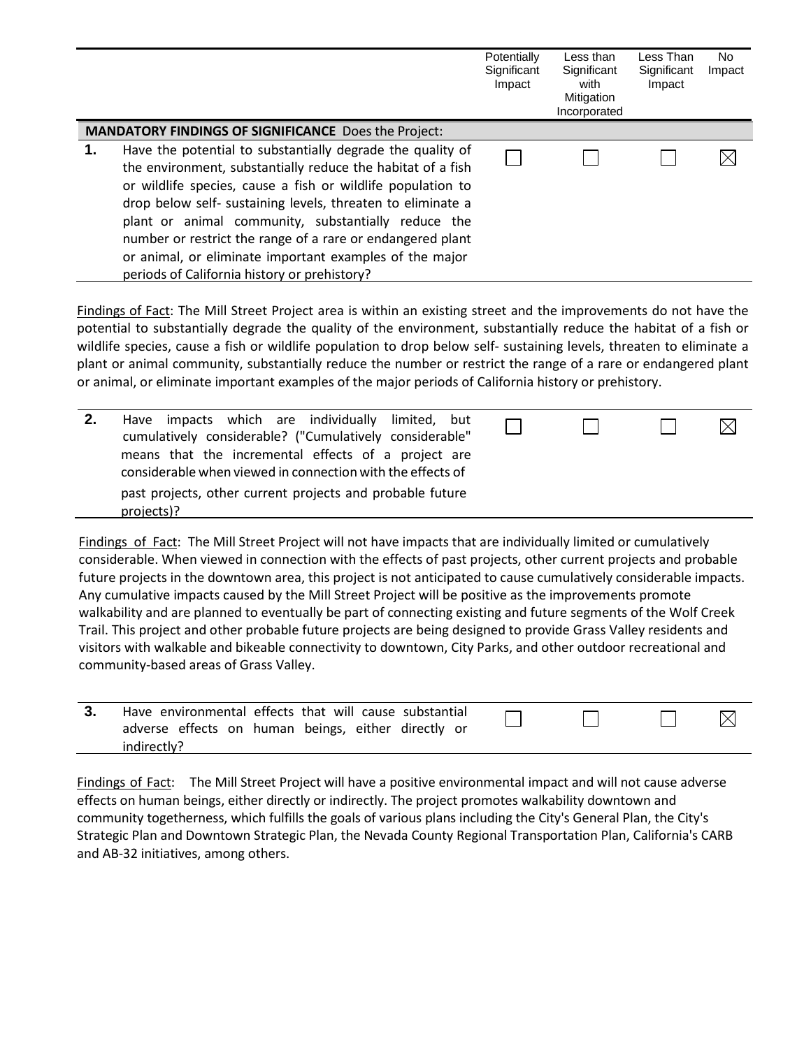| | Potentially Significant Impact | Less than Significant with Mitigation Incorporated | Less Than Significant Impact | No Impact |
|---|---|---|---|---|
| **MANDATORY FINDINGS OF SIGNIFICANCE** Does the Project: | | | | |
| **1.** Have the potential to substantially degrade the quality of the environment, substantially reduce the habitat of a fish or wildlife species, cause a fish or wildlife population to drop below self- sustaining levels, threaten to eliminate a plant or animal community, substantially reduce the number or restrict the range of a rare or endangered plant or animal, or eliminate important examples of the major periods of California history or prehistory? | ☐ | ☐ | ☐ | ☒ |

Findings of Fact: The Mill Street Project area is within an existing street and the improvements do not have the potential to substantially degrade the quality of the environment, substantially reduce the habitat of a fish or wildlife species, cause a fish or wildlife population to drop below self- sustaining levels, threaten to eliminate a plant or animal community, substantially reduce the number or restrict the range of a rare or endangered plant or animal, or eliminate important examples of the major periods of California history or prehistory.

| | Potentially Significant Impact | Less than Significant with Mitigation Incorporated | Less Than Significant Impact | No Impact |
|---|---|---|---|---|
| **2.** Have impacts which are individually limited, but cumulatively considerable? ("Cumulatively considerable" means that the incremental effects of a project are considerable when viewed in connection with the effects of past projects, other current projects and probable future projects)? | ☐ | ☐ | ☐ | ☒ |

Findings of Fact: The Mill Street Project will not have impacts that are individually limited or cumulatively considerable. When viewed in connection with the effects of past projects, other current projects and probable future projects in the downtown area, this project is not anticipated to cause cumulatively considerable impacts. Any cumulative impacts caused by the Mill Street Project will be positive as the improvements promote walkability and are planned to eventually be part of connecting existing and future segments of the Wolf Creek Trail. This project and other probable future projects are being designed to provide Grass Valley residents and visitors with walkable and bikeable connectivity to downtown, City Parks, and other outdoor recreational and community-based areas of Grass Valley.

| | Potentially Significant Impact | Less than Significant with Mitigation Incorporated | Less Than Significant Impact | No Impact |
|---|---|---|---|---|
| **3.** Have environmental effects that will cause substantial adverse effects on human beings, either directly or indirectly? | ☐ | ☐ | ☐ | ☒ |

Findings of Fact: The Mill Street Project will have a positive environmental impact and will not cause adverse effects on human beings, either directly or indirectly. The project promotes walkability downtown and community togetherness, which fulfills the goals of various plans including the City's General Plan, the City's Strategic Plan and Downtown Strategic Plan, the Nevada County Regional Transportation Plan, California's CARB and AB-32 initiatives, among others.